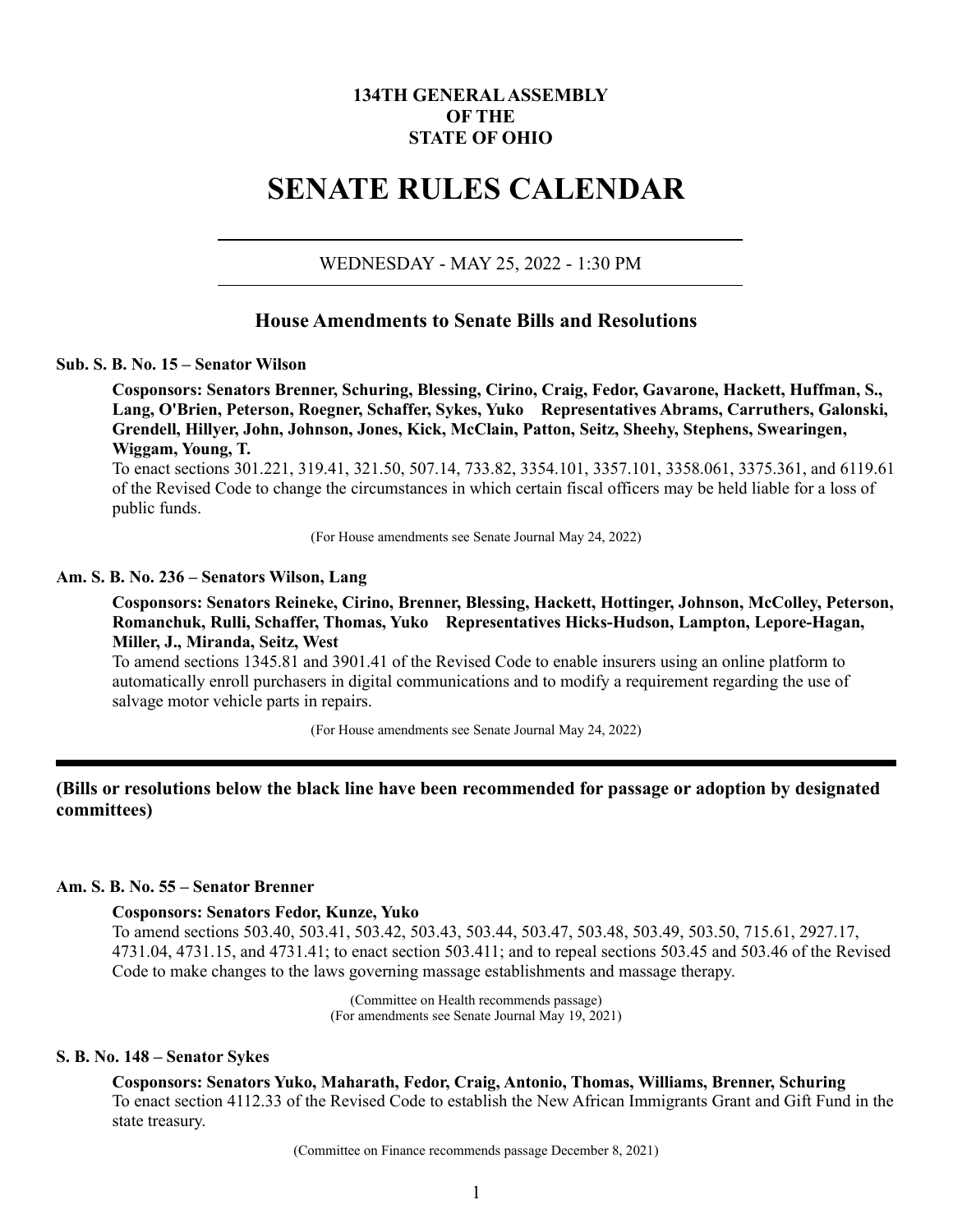**134TH GENERAL ASSEMBLY**
**OF THE**
**STATE OF OHIO**

# SENATE RULES CALENDAR

---

WEDNESDAY - MAY 25, 2022 - 1:30 PM

---

## House Amendments to Senate Bills and Resolutions

**Sub. S. B. No. 15 – Senator Wilson**

**Cosponsors: Senators Brenner, Schuring, Blessing, Cirino, Craig, Fedor, Gavarone, Hackett, Huffman, S., Lang, O'Brien, Peterson, Roegner, Schaffer, Sykes, Yuko Representatives Abrams, Carruthers, Galonski, Grendell, Hillyer, John, Johnson, Jones, Kick, McClain, Patton, Seitz, Sheehy, Stephens, Swearingen, Wiggam, Young, T.**

To enact sections 301.221, 319.41, 321.50, 507.14, 733.82, 3354.101, 3357.101, 3358.061, 3375.361, and 6119.61 of the Revised Code to change the circumstances in which certain fiscal officers may be held liable for a loss of public funds.

(For House amendments see Senate Journal May 24, 2022)

**Am. S. B. No. 236 – Senators Wilson, Lang**

**Cosponsors: Senators Reineke, Cirino, Brenner, Blessing, Hackett, Hottinger, Johnson, McColley, Peterson, Romanchuk, Rulli, Schaffer, Thomas, Yuko Representatives Hicks-Hudson, Lampton, Lepore-Hagan, Miller, J., Miranda, Seitz, West**

To amend sections 1345.81 and 3901.41 of the Revised Code to enable insurers using an online platform to automatically enroll purchasers in digital communications and to modify a requirement regarding the use of salvage motor vehicle parts in repairs.

(For House amendments see Senate Journal May 24, 2022)

---

**(Bills or resolutions below the black line have been recommended for passage or adoption by designated committees)**

**Am. S. B. No. 55 – Senator Brenner**

**Cosponsors: Senators Fedor, Kunze, Yuko**

To amend sections 503.40, 503.41, 503.42, 503.43, 503.44, 503.47, 503.48, 503.49, 503.50, 715.61, 2927.17, 4731.04, 4731.15, and 4731.41; to enact section 503.411; and to repeal sections 503.45 and 503.46 of the Revised Code to make changes to the laws governing massage establishments and massage therapy.

(Committee on Health recommends passage)
(For amendments see Senate Journal May 19, 2021)

**S. B. No. 148 – Senator Sykes**

**Cosponsors: Senators Yuko, Maharath, Fedor, Craig, Antonio, Thomas, Williams, Brenner, Schuring**

To enact section 4112.33 of the Revised Code to establish the New African Immigrants Grant and Gift Fund in the state treasury.

(Committee on Finance recommends passage December 8, 2021)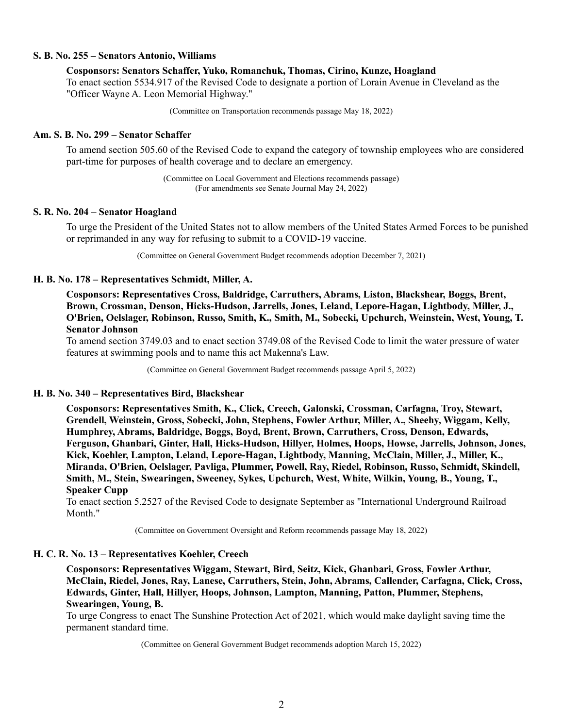**S. B. No. 255 – Senators Antonio, Williams**

**Cosponsors: Senators Schaffer, Yuko, Romanchuk, Thomas, Cirino, Kunze, Hoagland**

To enact section 5534.917 of the Revised Code to designate a portion of Lorain Avenue in Cleveland as the "Officer Wayne A. Leon Memorial Highway."

(Committee on Transportation recommends passage May 18, 2022)

**Am. S. B. No. 299 – Senator Schaffer**

To amend section 505.60 of the Revised Code to expand the category of township employees who are considered part-time for purposes of health coverage and to declare an emergency.

(Committee on Local Government and Elections recommends passage)
(For amendments see Senate Journal May 24, 2022)

**S. R. No. 204 – Senator Hoagland**

To urge the President of the United States not to allow members of the United States Armed Forces to be punished or reprimanded in any way for refusing to submit to a COVID-19 vaccine.

(Committee on General Government Budget recommends adoption December 7, 2021)

**H. B. No. 178 – Representatives Schmidt, Miller, A.**

**Cosponsors: Representatives Cross, Baldridge, Carruthers, Abrams, Liston, Blackshear, Boggs, Brent, Brown, Crossman, Denson, Hicks-Hudson, Jarrells, Jones, Leland, Lepore-Hagan, Lightbody, Miller, J., O'Brien, Oelslager, Robinson, Russo, Smith, K., Smith, M., Sobecki, Upchurch, Weinstein, West, Young, T. Senator Johnson**

To amend section 3749.03 and to enact section 3749.08 of the Revised Code to limit the water pressure of water features at swimming pools and to name this act Makenna's Law.

(Committee on General Government Budget recommends passage April 5, 2022)

**H. B. No. 340 – Representatives Bird, Blackshear**

**Cosponsors: Representatives Smith, K., Click, Creech, Galonski, Crossman, Carfagna, Troy, Stewart, Grendell, Weinstein, Gross, Sobecki, John, Stephens, Fowler Arthur, Miller, A., Sheehy, Wiggam, Kelly, Humphrey, Abrams, Baldridge, Boggs, Boyd, Brent, Brown, Carruthers, Cross, Denson, Edwards, Ferguson, Ghanbari, Ginter, Hall, Hicks-Hudson, Hillyer, Holmes, Hoops, Howse, Jarrells, Johnson, Jones, Kick, Koehler, Lampton, Leland, Lepore-Hagan, Lightbody, Manning, McClain, Miller, J., Miller, K., Miranda, O'Brien, Oelslager, Pavliga, Plummer, Powell, Ray, Riedel, Robinson, Russo, Schmidt, Skindell, Smith, M., Stein, Swearingen, Sweeney, Sykes, Upchurch, West, White, Wilkin, Young, B., Young, T., Speaker Cupp**

To enact section 5.2527 of the Revised Code to designate September as "International Underground Railroad Month."

(Committee on Government Oversight and Reform recommends passage May 18, 2022)

**H. C. R. No. 13 – Representatives Koehler, Creech**

**Cosponsors: Representatives Wiggam, Stewart, Bird, Seitz, Kick, Ghanbari, Gross, Fowler Arthur, McClain, Riedel, Jones, Ray, Lanese, Carruthers, Stein, John, Abrams, Callender, Carfagna, Click, Cross, Edwards, Ginter, Hall, Hillyer, Hoops, Johnson, Lampton, Manning, Patton, Plummer, Stephens, Swearingen, Young, B.**

To urge Congress to enact The Sunshine Protection Act of 2021, which would make daylight saving time the permanent standard time.

(Committee on General Government Budget recommends adoption March 15, 2022)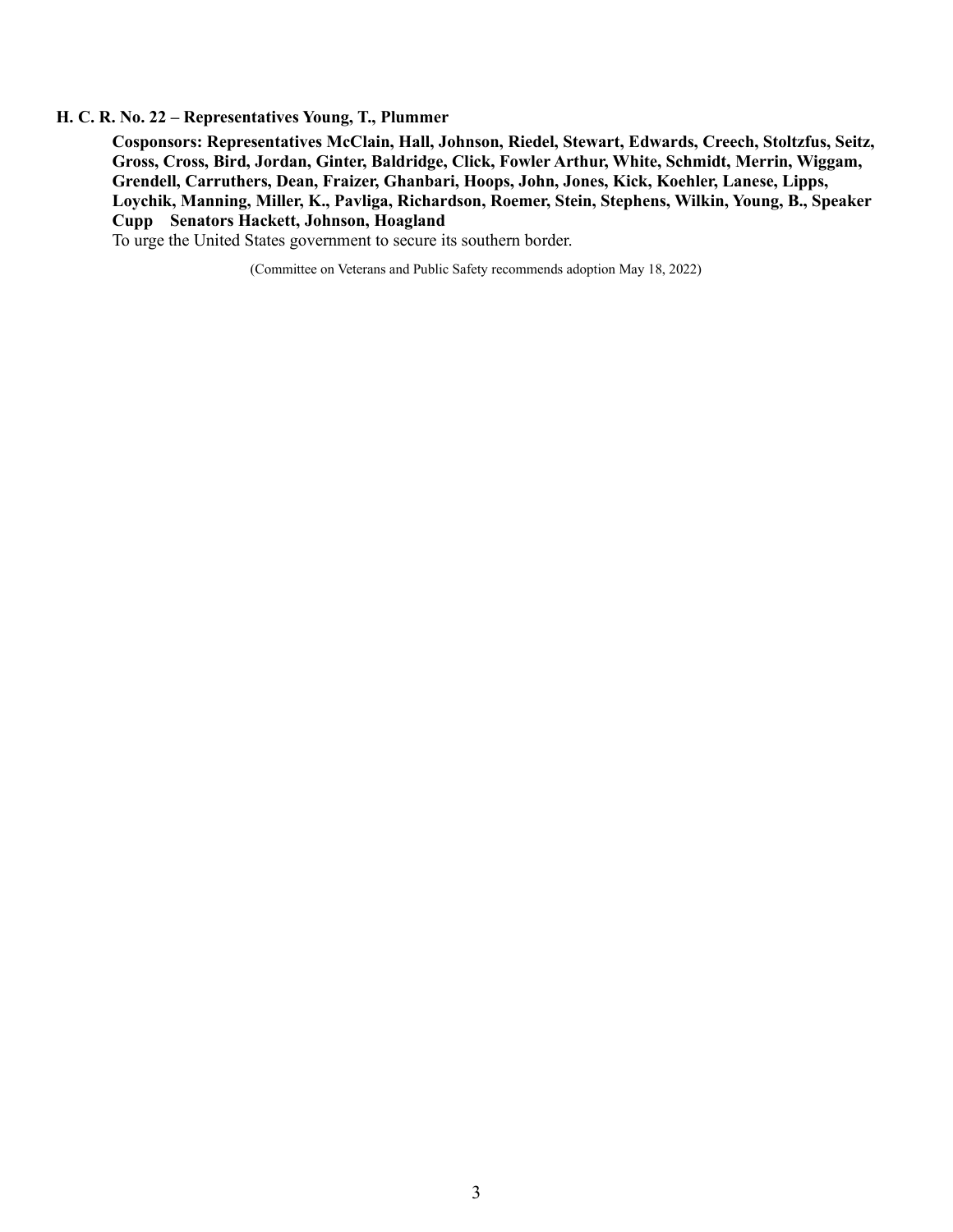**H. C. R. No. 22 – Representatives Young, T., Plummer**

**Cosponsors: Representatives McClain, Hall, Johnson, Riedel, Stewart, Edwards, Creech, Stoltzfus, Seitz, Gross, Cross, Bird, Jordan, Ginter, Baldridge, Click, Fowler Arthur, White, Schmidt, Merrin, Wiggam, Grendell, Carruthers, Dean, Fraizer, Ghanbari, Hoops, John, Jones, Kick, Koehler, Lanese, Lipps, Loychik, Manning, Miller, K., Pavliga, Richardson, Roemer, Stein, Stephens, Wilkin, Young, B., Speaker Cupp Senators Hackett, Johnson, Hoagland**

To urge the United States government to secure its southern border.

(Committee on Veterans and Public Safety recommends adoption May 18, 2022)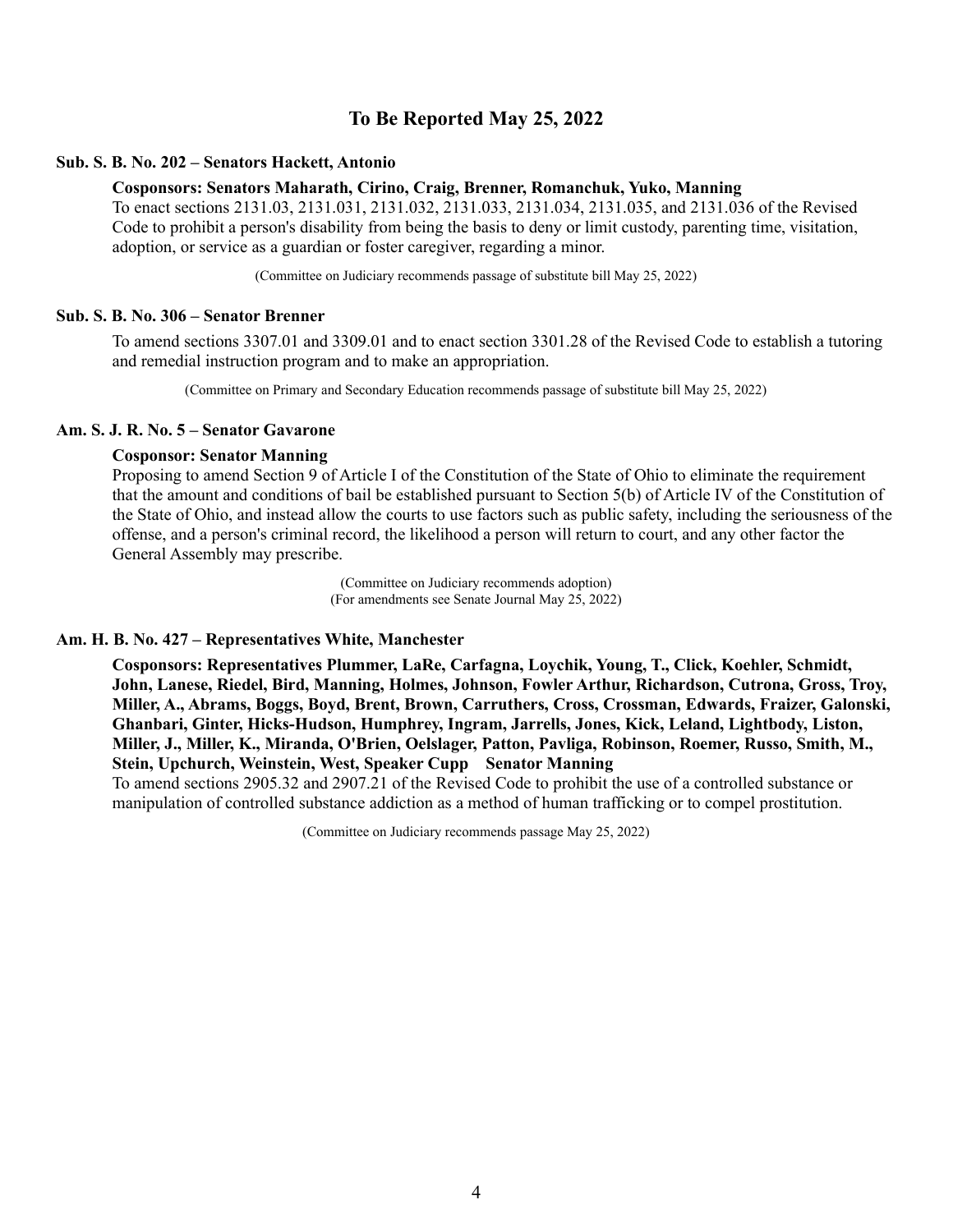## To Be Reported May 25, 2022

### Sub. S. B. No. 202 – Senators Hackett, Antonio

**Cosponsors: Senators Maharath, Cirino, Craig, Brenner, Romanchuk, Yuko, Manning**

To enact sections 2131.03, 2131.031, 2131.032, 2131.033, 2131.034, 2131.035, and 2131.036 of the Revised Code to prohibit a person's disability from being the basis to deny or limit custody, parenting time, visitation, adoption, or service as a guardian or foster caregiver, regarding a minor.

(Committee on Judiciary recommends passage of substitute bill May 25, 2022)

### Sub. S. B. No. 306 – Senator Brenner

To amend sections 3307.01 and 3309.01 and to enact section 3301.28 of the Revised Code to establish a tutoring and remedial instruction program and to make an appropriation.

(Committee on Primary and Secondary Education recommends passage of substitute bill May 25, 2022)

### Am. S. J. R. No. 5 – Senator Gavarone

**Cosponsor: Senator Manning**

Proposing to amend Section 9 of Article I of the Constitution of the State of Ohio to eliminate the requirement that the amount and conditions of bail be established pursuant to Section 5(b) of Article IV of the Constitution of the State of Ohio, and instead allow the courts to use factors such as public safety, including the seriousness of the offense, and a person's criminal record, the likelihood a person will return to court, and any other factor the General Assembly may prescribe.

(Committee on Judiciary recommends adoption)
(For amendments see Senate Journal May 25, 2022)

### Am. H. B. No. 427 – Representatives White, Manchester

**Cosponsors: Representatives Plummer, LaRe, Carfagna, Loychik, Young, T., Click, Koehler, Schmidt, John, Lanese, Riedel, Bird, Manning, Holmes, Johnson, Fowler Arthur, Richardson, Cutrona, Gross, Troy, Miller, A., Abrams, Boggs, Boyd, Brent, Brown, Carruthers, Cross, Crossman, Edwards, Fraizer, Galonski, Ghanbari, Ginter, Hicks-Hudson, Humphrey, Ingram, Jarrells, Jones, Kick, Leland, Lightbody, Liston, Miller, J., Miller, K., Miranda, O'Brien, Oelslager, Patton, Pavliga, Robinson, Roemer, Russo, Smith, M., Stein, Upchurch, Weinstein, West, Speaker Cupp Senator Manning**

To amend sections 2905.32 and 2907.21 of the Revised Code to prohibit the use of a controlled substance or manipulation of controlled substance addiction as a method of human trafficking or to compel prostitution.

(Committee on Judiciary recommends passage May 25, 2022)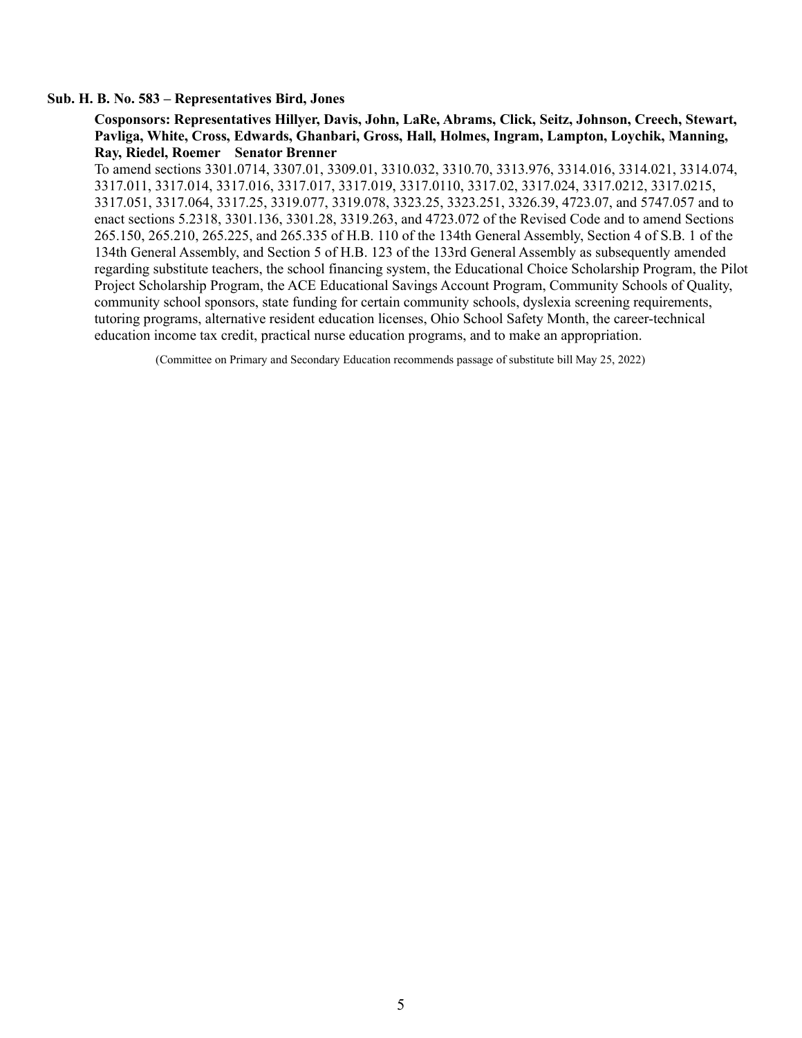**Sub. H. B. No. 583 – Representatives Bird, Jones**

**Cosponsors: Representatives Hillyer, Davis, John, LaRe, Abrams, Click, Seitz, Johnson, Creech, Stewart, Pavliga, White, Cross, Edwards, Ghanbari, Gross, Hall, Holmes, Ingram, Lampton, Loychik, Manning, Ray, Riedel, Roemer Senator Brenner**

To amend sections 3301.0714, 3307.01, 3309.01, 3310.032, 3310.70, 3313.976, 3314.016, 3314.021, 3314.074, 3317.011, 3317.014, 3317.016, 3317.017, 3317.019, 3317.0110, 3317.02, 3317.024, 3317.0212, 3317.0215, 3317.051, 3317.064, 3317.25, 3319.077, 3319.078, 3323.25, 3323.251, 3326.39, 4723.07, and 5747.057 and to enact sections 5.2318, 3301.136, 3301.28, 3319.263, and 4723.072 of the Revised Code and to amend Sections 265.150, 265.210, 265.225, and 265.335 of H.B. 110 of the 134th General Assembly, Section 4 of S.B. 1 of the 134th General Assembly, and Section 5 of H.B. 123 of the 133rd General Assembly as subsequently amended regarding substitute teachers, the school financing system, the Educational Choice Scholarship Program, the Pilot Project Scholarship Program, the ACE Educational Savings Account Program, Community Schools of Quality, community school sponsors, state funding for certain community schools, dyslexia screening requirements, tutoring programs, alternative resident education licenses, Ohio School Safety Month, the career-technical education income tax credit, practical nurse education programs, and to make an appropriation.

(Committee on Primary and Secondary Education recommends passage of substitute bill May 25, 2022)